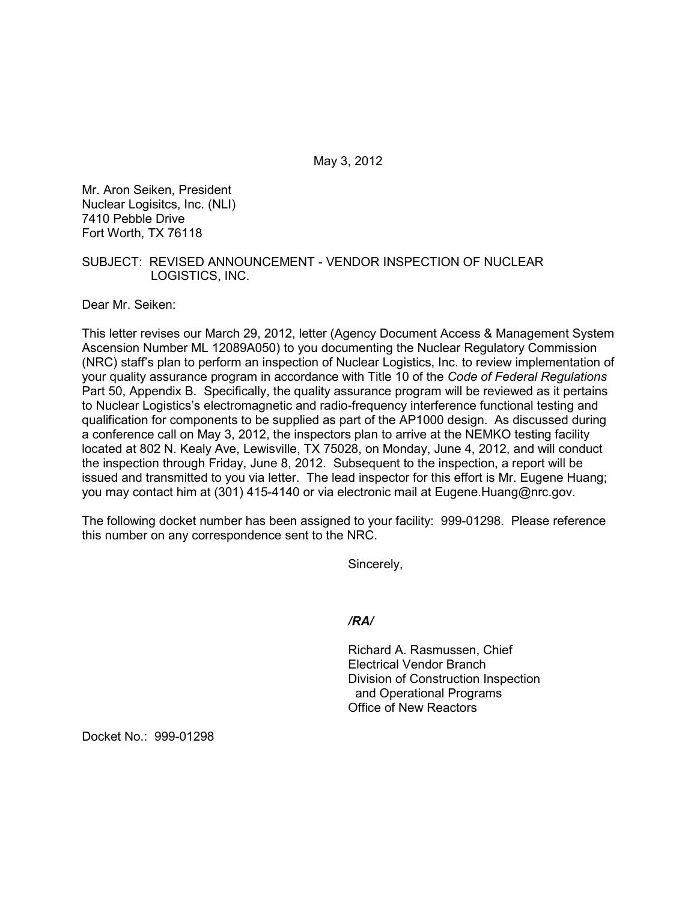May 3, 2012

Mr. Aron Seiken, President
Nuclear Logisitcs, Inc. (NLI)
7410 Pebble Drive
Fort Worth, TX 76118

SUBJECT: REVISED ANNOUNCEMENT - VENDOR INSPECTION OF NUCLEAR LOGISTICS, INC.

Dear Mr. Seiken:

This letter revises our March 29, 2012, letter (Agency Document Access & Management System Ascension Number ML 12089A050) to you documenting the Nuclear Regulatory Commission (NRC) staff's plan to perform an inspection of Nuclear Logistics, Inc. to review implementation of your quality assurance program in accordance with Title 10 of the *Code of Federal Regulations* Part 50, Appendix B. Specifically, the quality assurance program will be reviewed as it pertains to Nuclear Logistics's electromagnetic and radio-frequency interference functional testing and qualification for components to be supplied as part of the AP1000 design. As discussed during a conference call on May 3, 2012, the inspectors plan to arrive at the NEMKO testing facility located at 802 N. Kealy Ave, Lewisville, TX 75028, on Monday, June 4, 2012, and will conduct the inspection through Friday, June 8, 2012. Subsequent to the inspection, a report will be issued and transmitted to you via letter. The lead inspector for this effort is Mr. Eugene Huang; you may contact him at (301) 415-4140 or via electronic mail at Eugene.Huang@nrc.gov.

The following docket number has been assigned to your facility: 999-01298. Please reference this number on any correspondence sent to the NRC.

Sincerely,

***/RA/***

Richard A. Rasmussen, Chief
Electrical Vendor Branch
Division of Construction Inspection
and Operational Programs
Office of New Reactors

Docket No.: 999-01298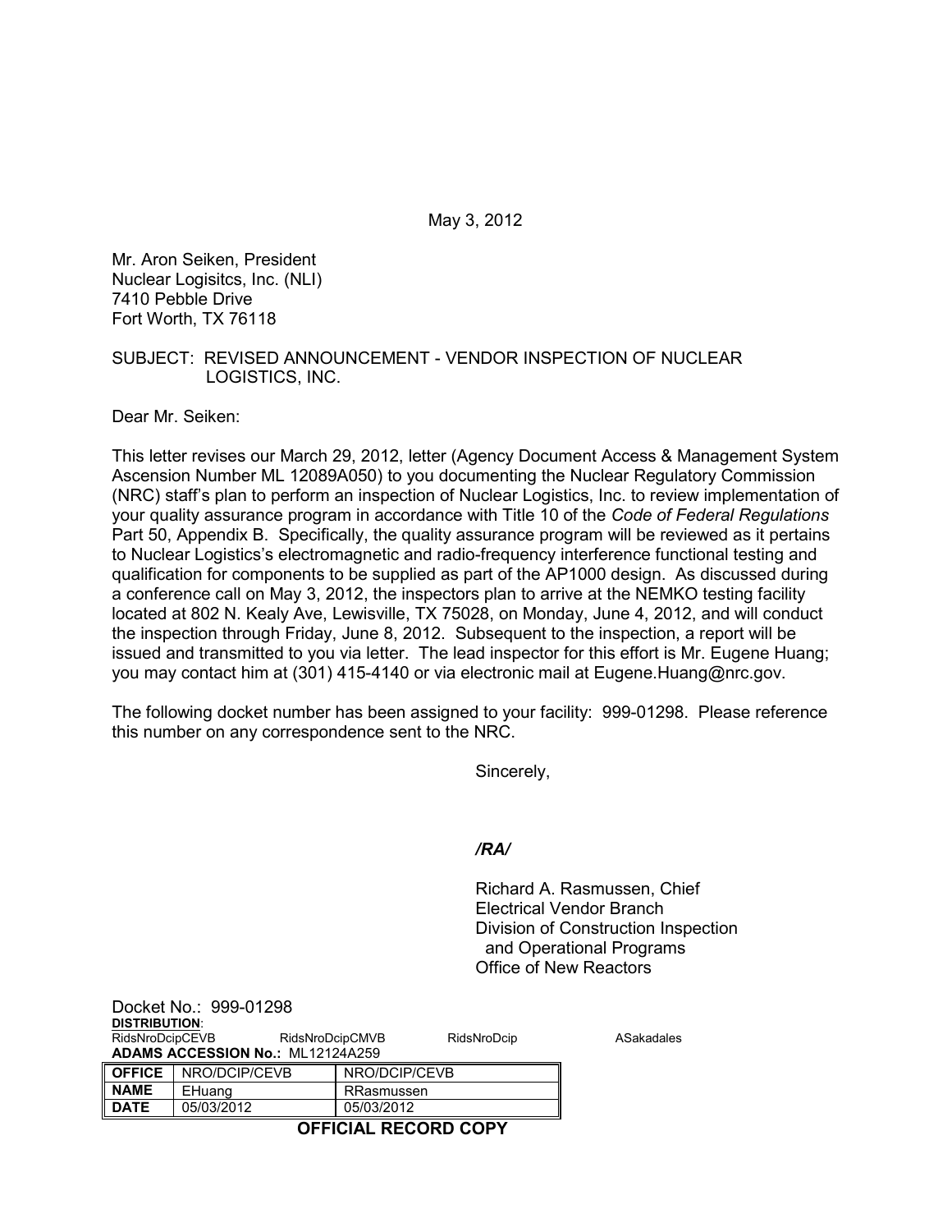May 3, 2012

Mr. Aron Seiken, President
Nuclear Logisitcs, Inc. (NLI)
7410 Pebble Drive
Fort Worth, TX 76118

SUBJECT: REVISED ANNOUNCEMENT - VENDOR INSPECTION OF NUCLEAR LOGISTICS, INC.

Dear Mr. Seiken:

This letter revises our March 29, 2012, letter (Agency Document Access & Management System Ascension Number ML 12089A050) to you documenting the Nuclear Regulatory Commission (NRC) staff's plan to perform an inspection of Nuclear Logistics, Inc. to review implementation of your quality assurance program in accordance with Title 10 of the *Code of Federal Regulations* Part 50, Appendix B. Specifically, the quality assurance program will be reviewed as it pertains to Nuclear Logistics's electromagnetic and radio-frequency interference functional testing and qualification for components to be supplied as part of the AP1000 design. As discussed during a conference call on May 3, 2012, the inspectors plan to arrive at the NEMKO testing facility located at 802 N. Kealy Ave, Lewisville, TX 75028, on Monday, June 4, 2012, and will conduct the inspection through Friday, June 8, 2012. Subsequent to the inspection, a report will be issued and transmitted to you via letter. The lead inspector for this effort is Mr. Eugene Huang; you may contact him at (301) 415-4140 or via electronic mail at Eugene.Huang@nrc.gov.

The following docket number has been assigned to your facility: 999-01298. Please reference this number on any correspondence sent to the NRC.

Sincerely,

*/RA/*

Richard A. Rasmussen, Chief
Electrical Vendor Branch
Division of Construction Inspection
and Operational Programs
Office of New Reactors

Docket No.: 999-01298

**DISTRIBUTION**:
RidsNroDcipCEVB RidsNroDcipCMVB RidsNroDcip ASakadales

**ADAMS ACCESSION No.:** ML12124A259

| **OFFICE** | NRO/DCIP/CEVB | NRO/DCIP/CEVB |
|---|---|---|
| **NAME** | EHuang | RRasmussen |
| **DATE** | 05/03/2012 | 05/03/2012 |

**OFFICIAL RECORD COPY**